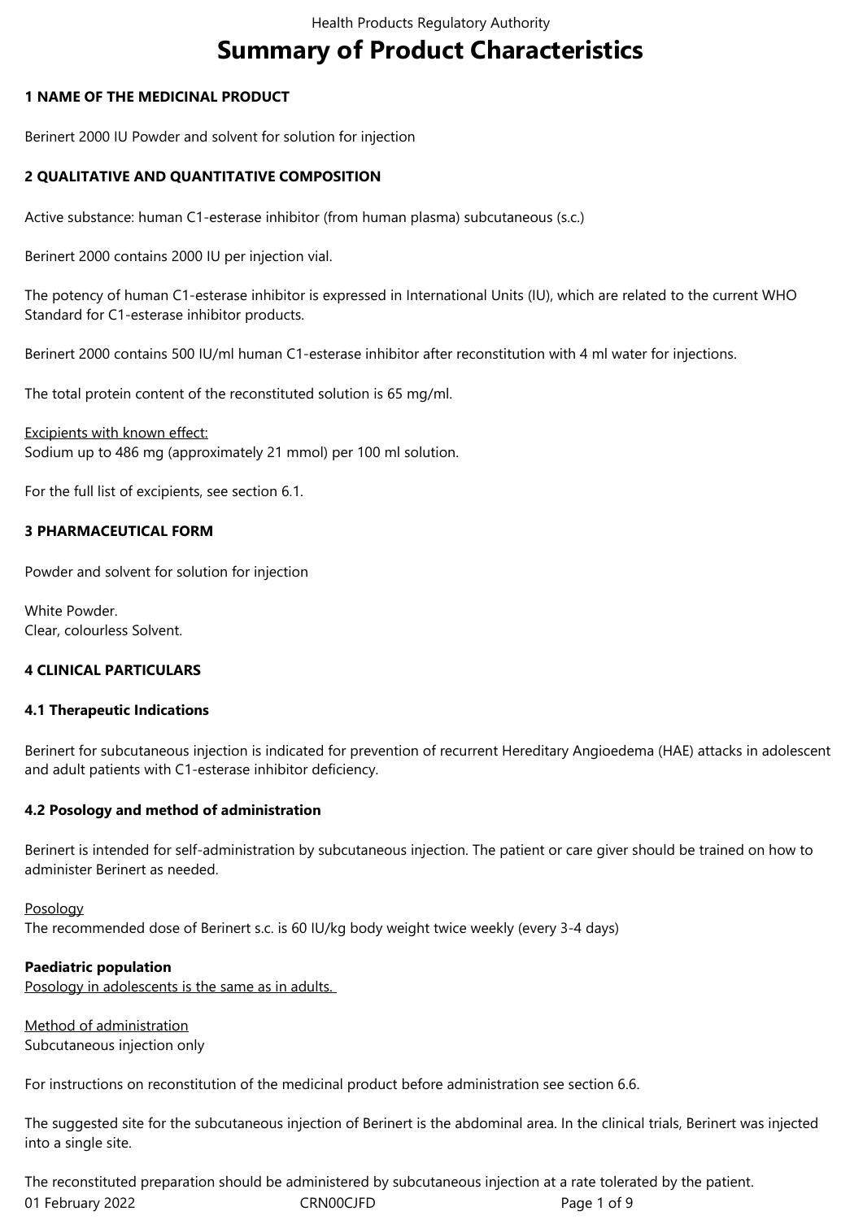# Summary of Product Characteristics

## 1 NAME OF THE MEDICINAL PRODUCT

Berinert 2000 IU Powder and solvent for solution for injection

## 2 QUALITATIVE AND QUANTITATIVE COMPOSITION

Active substance: human C1-esterase inhibitor (from human plasma) subcutaneous (s.c.)

Berinert 2000 contains 2000 IU per injection vial.

The potency of human C1-esterase inhibitor is expressed in International Units (IU), which are related to the current WHO Standard for C1-esterase inhibitor products.

Berinert 2000 contains 500 IU/ml human C1-esterase inhibitor after reconstitution with 4 ml water for injections.

The total protein content of the reconstituted solution is 65 mg/ml.

Excipients with known effect:
Sodium up to 486 mg (approximately 21 mmol) per 100 ml solution.

For the full list of excipients, see section 6.1.

## 3 PHARMACEUTICAL FORM

Powder and solvent for solution for injection

White Powder.
Clear, colourless Solvent.

## 4 CLINICAL PARTICULARS

### 4.1 Therapeutic Indications

Berinert for subcutaneous injection is indicated for prevention of recurrent Hereditary Angioedema (HAE) attacks in adolescent and adult patients with C1-esterase inhibitor deficiency.

### 4.2 Posology and method of administration

Berinert is intended for self-administration by subcutaneous injection. The patient or care giver should be trained on how to administer Berinert as needed.

Posology
The recommended dose of Berinert s.c. is 60 IU/kg body weight twice weekly (every 3-4 days)

**Paediatric population**
Posology in adolescents is the same as in adults.

Method of administration
Subcutaneous injection only

For instructions on reconstitution of the medicinal product before administration see section 6.6.

The suggested site for the subcutaneous injection of Berinert is the abdominal area. In the clinical trials, Berinert was injected into a single site.

The reconstituted preparation should be administered by subcutaneous injection at a rate tolerated by the patient.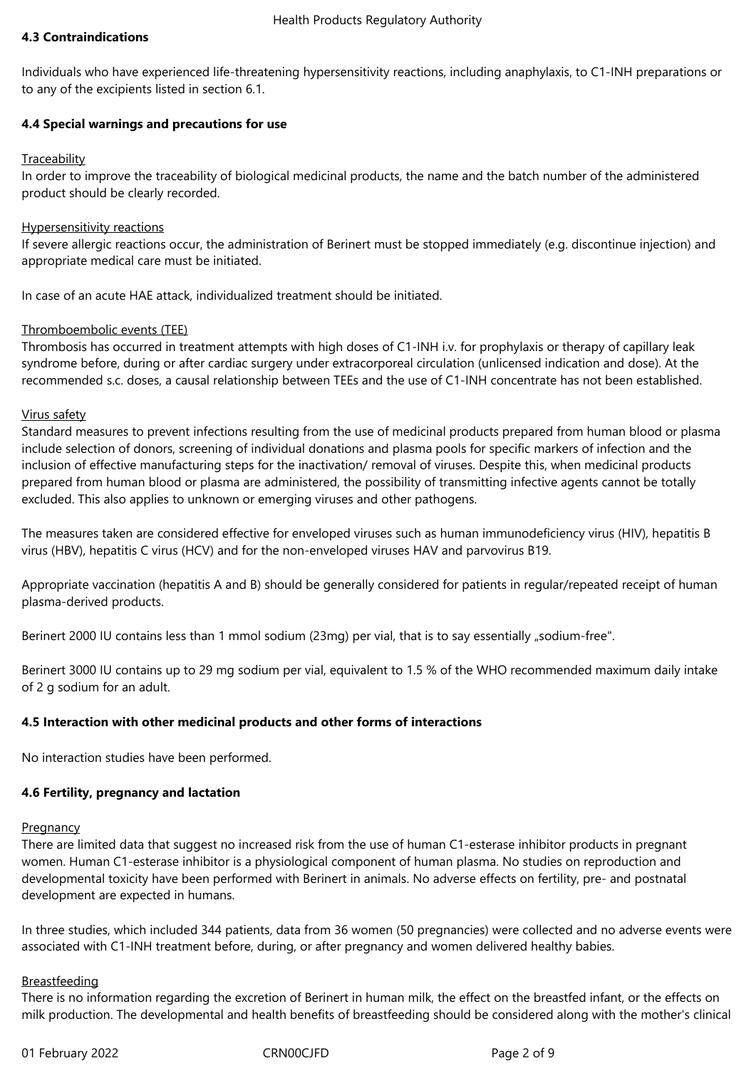#### 4.3 Contraindications

Individuals who have experienced life-threatening hypersensitivity reactions, including anaphylaxis, to C1-INH preparations or to any of the excipients listed in section 6.1.

#### 4.4 Special warnings and precautions for use

Traceability

In order to improve the traceability of biological medicinal products, the name and the batch number of the administered product should be clearly recorded.

Hypersensitivity reactions

If severe allergic reactions occur, the administration of Berinert must be stopped immediately (e.g. discontinue injection) and appropriate medical care must be initiated.

In case of an acute HAE attack, individualized treatment should be initiated.

Thromboembolic events (TEE)

Thrombosis has occurred in treatment attempts with high doses of C1-INH i.v. for prophylaxis or therapy of capillary leak syndrome before, during or after cardiac surgery under extracorporeal circulation (unlicensed indication and dose). At the recommended s.c. doses, a causal relationship between TEEs and the use of C1-INH concentrate has not been established.

Virus safety

Standard measures to prevent infections resulting from the use of medicinal products prepared from human blood or plasma include selection of donors, screening of individual donations and plasma pools for specific markers of infection and the inclusion of effective manufacturing steps for the inactivation/ removal of viruses. Despite this, when medicinal products prepared from human blood or plasma are administered, the possibility of transmitting infective agents cannot be totally excluded. This also applies to unknown or emerging viruses and other pathogens.

The measures taken are considered effective for enveloped viruses such as human immunodeficiency virus (HIV), hepatitis B virus (HBV), hepatitis C virus (HCV) and for the non-enveloped viruses HAV and parvovirus B19.

Appropriate vaccination (hepatitis A and B) should be generally considered for patients in regular/repeated receipt of human plasma-derived products.

Berinert 2000 IU contains less than 1 mmol sodium (23mg) per vial, that is to say essentially „sodium-free".

Berinert 3000 IU contains up to 29 mg sodium per vial, equivalent to 1.5 % of the WHO recommended maximum daily intake of 2 g sodium for an adult.

#### 4.5 Interaction with other medicinal products and other forms of interactions

No interaction studies have been performed.

#### 4.6 Fertility, pregnancy and lactation

Pregnancy

There are limited data that suggest no increased risk from the use of human C1-esterase inhibitor products in pregnant women. Human C1-esterase inhibitor is a physiological component of human plasma. No studies on reproduction and developmental toxicity have been performed with Berinert in animals. No adverse effects on fertility, pre- and postnatal development are expected in humans.

In three studies, which included 344 patients, data from 36 women (50 pregnancies) were collected and no adverse events were associated with C1-INH treatment before, during, or after pregnancy and women delivered healthy babies.

Breastfeeding

There is no information regarding the excretion of Berinert in human milk, the effect on the breastfed infant, or the effects on milk production. The developmental and health benefits of breastfeeding should be considered along with the mother's clinical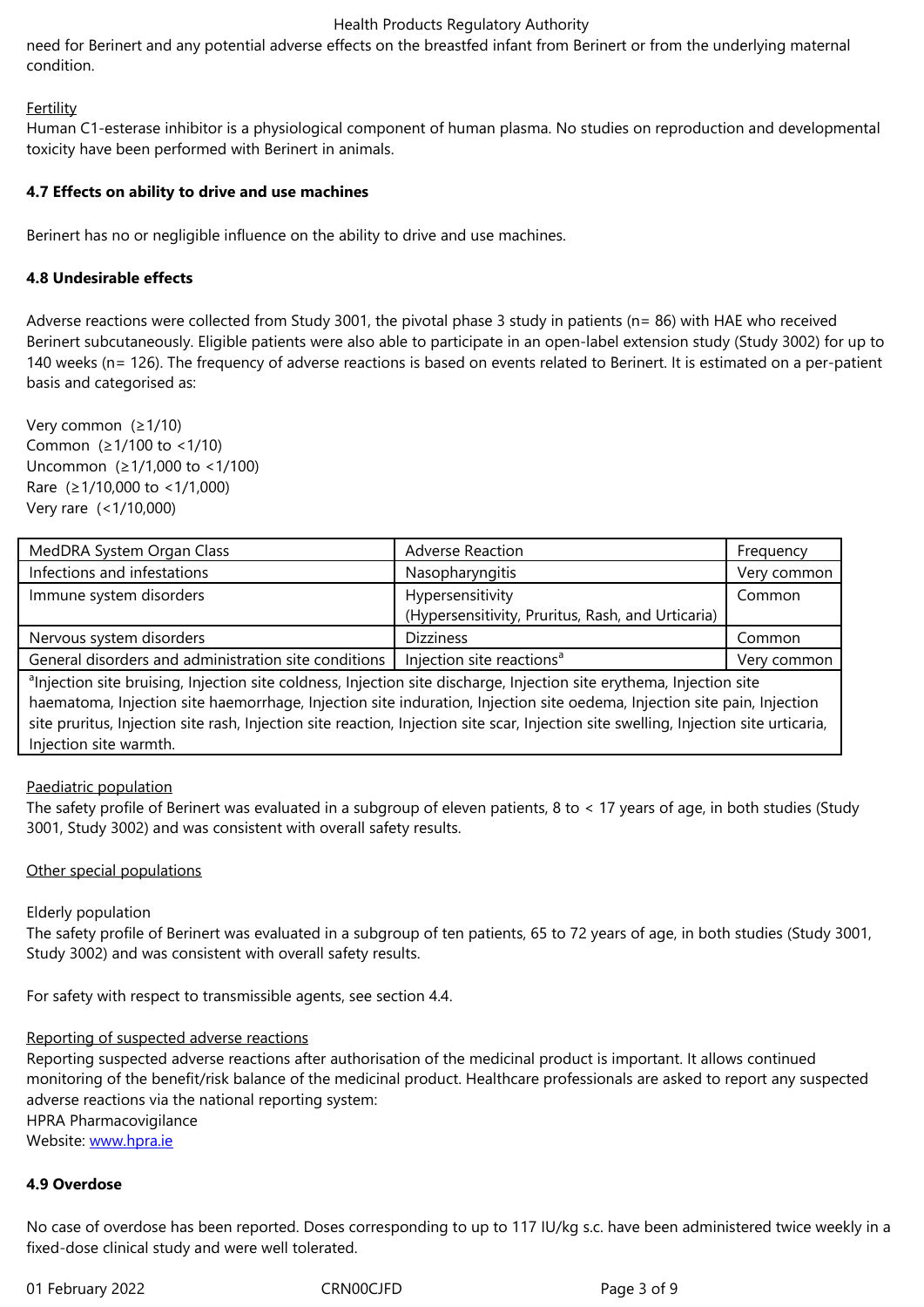need for Berinert and any potential adverse effects on the breastfed infant from Berinert or from the underlying maternal condition.

Fertility

Human C1-esterase inhibitor is a physiological component of human plasma. No studies on reproduction and developmental toxicity have been performed with Berinert in animals.

### 4.7 Effects on ability to drive and use machines

Berinert has no or negligible influence on the ability to drive and use machines.

### 4.8 Undesirable effects

Adverse reactions were collected from Study 3001, the pivotal phase 3 study in patients (n= 86) with HAE who received Berinert subcutaneously. Eligible patients were also able to participate in an open-label extension study (Study 3002) for up to 140 weeks (n= 126). The frequency of adverse reactions is based on events related to Berinert. It is estimated on a per-patient basis and categorised as:

Very common (≥1/10)
Common (≥1/100 to <1/10)
Uncommon (≥1/1,000 to <1/100)
Rare (≥1/10,000 to <1/1,000)
Very rare (<1/10,000)

| MedDRA System Organ Class | Adverse Reaction | Frequency |
|---|---|---|
| Infections and infestations | Nasopharyngitis | Very common |
| Immune system disorders | Hypersensitivity (Hypersensitivity, Pruritus, Rash, and Urticaria) | Common |
| Nervous system disorders | Dizziness | Common |
| General disorders and administration site conditions | Injection site reactions[a] | Very common |

[a]Injection site bruising, Injection site coldness, Injection site discharge, Injection site erythema, Injection site haematoma, Injection site haemorrhage, Injection site induration, Injection site oedema, Injection site pain, Injection site pruritus, Injection site rash, Injection site reaction, Injection site scar, Injection site swelling, Injection site urticaria, Injection site warmth.

Paediatric population

The safety profile of Berinert was evaluated in a subgroup of eleven patients, 8 to < 17 years of age, in both studies (Study 3001, Study 3002) and was consistent with overall safety results.

Other special populations

Elderly population

The safety profile of Berinert was evaluated in a subgroup of ten patients, 65 to 72 years of age, in both studies (Study 3001, Study 3002) and was consistent with overall safety results.

For safety with respect to transmissible agents, see section 4.4.

Reporting of suspected adverse reactions

Reporting suspected adverse reactions after authorisation of the medicinal product is important. It allows continued monitoring of the benefit/risk balance of the medicinal product. Healthcare professionals are asked to report any suspected adverse reactions via the national reporting system:
HPRA Pharmacovigilance
Website: www.hpra.ie

### 4.9 Overdose

No case of overdose has been reported. Doses corresponding to up to 117 IU/kg s.c. have been administered twice weekly in a fixed-dose clinical study and were well tolerated.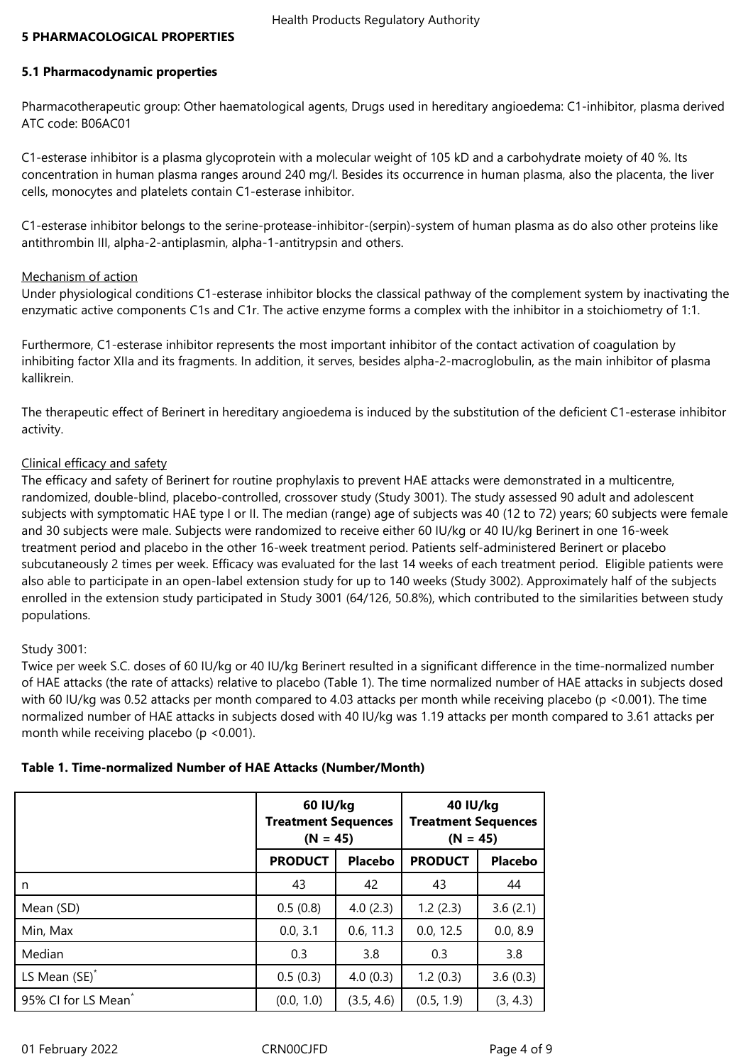## 5 PHARMACOLOGICAL PROPERTIES

### 5.1 Pharmacodynamic properties

Pharmacotherapeutic group: Other haematological agents, Drugs used in hereditary angioedema: C1-inhibitor, plasma derived
ATC code: B06AC01

C1-esterase inhibitor is a plasma glycoprotein with a molecular weight of 105 kD and a carbohydrate moiety of 40 %. Its concentration in human plasma ranges around 240 mg/l. Besides its occurrence in human plasma, also the placenta, the liver cells, monocytes and platelets contain C1-esterase inhibitor.

C1-esterase inhibitor belongs to the serine-protease-inhibitor-(serpin)-system of human plasma as do also other proteins like antithrombin III, alpha-2-antiplasmin, alpha-1-antitrypsin and others.

Mechanism of action

Under physiological conditions C1-esterase inhibitor blocks the classical pathway of the complement system by inactivating the enzymatic active components C1s and C1r. The active enzyme forms a complex with the inhibitor in a stoichiometry of 1:1.

Furthermore, C1-esterase inhibitor represents the most important inhibitor of the contact activation of coagulation by inhibiting factor XIIa and its fragments. In addition, it serves, besides alpha-2-macroglobulin, as the main inhibitor of plasma kallikrein.

The therapeutic effect of Berinert in hereditary angioedema is induced by the substitution of the deficient C1-esterase inhibitor activity.

Clinical efficacy and safety

The efficacy and safety of Berinert for routine prophylaxis to prevent HAE attacks were demonstrated in a multicentre, randomized, double-blind, placebo-controlled, crossover study (Study 3001). The study assessed 90 adult and adolescent subjects with symptomatic HAE type I or II. The median (range) age of subjects was 40 (12 to 72) years; 60 subjects were female and 30 subjects were male. Subjects were randomized to receive either 60 IU/kg or 40 IU/kg Berinert in one 16-week treatment period and placebo in the other 16-week treatment period. Patients self-administered Berinert or placebo subcutaneously 2 times per week. Efficacy was evaluated for the last 14 weeks of each treatment period. Eligible patients were also able to participate in an open-label extension study for up to 140 weeks (Study 3002). Approximately half of the subjects enrolled in the extension study participated in Study 3001 (64/126, 50.8%), which contributed to the similarities between study populations.

Study 3001:

Twice per week S.C. doses of 60 IU/kg or 40 IU/kg Berinert resulted in a significant difference in the time-normalized number of HAE attacks (the rate of attacks) relative to placebo (Table 1). The time normalized number of HAE attacks in subjects dosed with 60 IU/kg was 0.52 attacks per month compared to 4.03 attacks per month while receiving placebo ($p < 0.001$). The time normalized number of HAE attacks in subjects dosed with 40 IU/kg was 1.19 attacks per month compared to 3.61 attacks per month while receiving placebo ($p < 0.001$).

**Table 1. Time-normalized Number of HAE Attacks (Number/Month)**

| | 60 IU/kg Treatment Sequences (N = 45) | | 40 IU/kg Treatment Sequences (N = 45) | |
|---|---|---|---|---|
| | **PRODUCT** | **Placebo** | **PRODUCT** | **Placebo** |
| n | 43 | 42 | 43 | 44 |
| Mean (SD) | 0.5 (0.8) | 4.0 (2.3) | 1.2 (2.3) | 3.6 (2.1) |
| Min, Max | 0.0, 3.1 | 0.6, 11.3 | 0.0, 12.5 | 0.0, 8.9 |
| Median | 0.3 | 3.8 | 0.3 | 3.8 |
| LS Mean (SE)* | 0.5 (0.3) | 4.0 (0.3) | 1.2 (0.3) | 3.6 (0.3) |
| 95% CI for LS Mean* | (0.0, 1.0) | (3.5, 4.6) | (0.5, 1.9) | (3, 4.3) |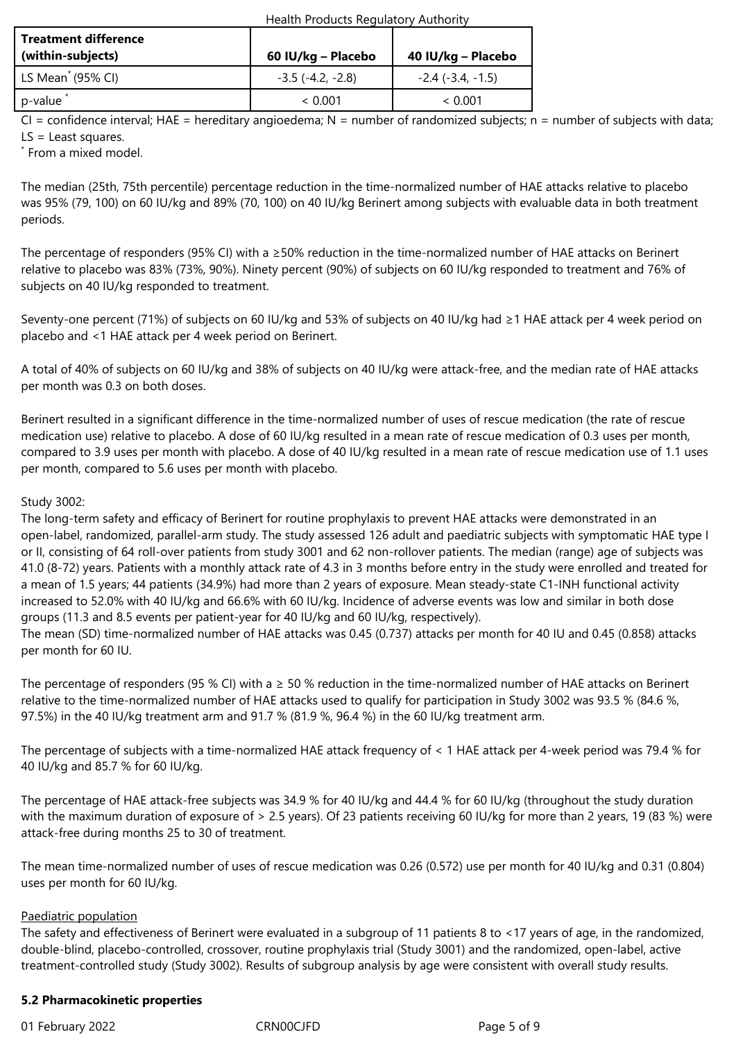| **Treatment difference (within-subjects)** | **60 IU/kg – Placebo** | **40 IU/kg – Placebo** |
|---|---|---|
| LS Mean* (95% CI) | -3.5 (-4.2, -2.8) | -2.4 (-3.4, -1.5) |
| p-value * | < 0.001 | < 0.001 |

CI = confidence interval; HAE = hereditary angioedema; N = number of randomized subjects; n = number of subjects with data; LS = Least squares.

* From a mixed model.

The median (25th, 75th percentile) percentage reduction in the time-normalized number of HAE attacks relative to placebo was 95% (79, 100) on 60 IU/kg and 89% (70, 100) on 40 IU/kg Berinert among subjects with evaluable data in both treatment periods.

The percentage of responders (95% CI) with a ≥50% reduction in the time-normalized number of HAE attacks on Berinert relative to placebo was 83% (73%, 90%). Ninety percent (90%) of subjects on 60 IU/kg responded to treatment and 76% of subjects on 40 IU/kg responded to treatment.

Seventy-one percent (71%) of subjects on 60 IU/kg and 53% of subjects on 40 IU/kg had ≥1 HAE attack per 4 week period on placebo and <1 HAE attack per 4 week period on Berinert.

A total of 40% of subjects on 60 IU/kg and 38% of subjects on 40 IU/kg were attack-free, and the median rate of HAE attacks per month was 0.3 on both doses.

Berinert resulted in a significant difference in the time-normalized number of uses of rescue medication (the rate of rescue medication use) relative to placebo. A dose of 60 IU/kg resulted in a mean rate of rescue medication of 0.3 uses per month, compared to 3.9 uses per month with placebo. A dose of 40 IU/kg resulted in a mean rate of rescue medication use of 1.1 uses per month, compared to 5.6 uses per month with placebo.

Study 3002:
The long-term safety and efficacy of Berinert for routine prophylaxis to prevent HAE attacks were demonstrated in an open-label, randomized, parallel-arm study. The study assessed 126 adult and paediatric subjects with symptomatic HAE type I or II, consisting of 64 roll-over patients from study 3001 and 62 non-rollover patients. The median (range) age of subjects was 41.0 (8-72) years. Patients with a monthly attack rate of 4.3 in 3 months before entry in the study were enrolled and treated for a mean of 1.5 years; 44 patients (34.9%) had more than 2 years of exposure. Mean steady-state C1-INH functional activity increased to 52.0% with 40 IU/kg and 66.6% with 60 IU/kg. Incidence of adverse events was low and similar in both dose groups (11.3 and 8.5 events per patient-year for 40 IU/kg and 60 IU/kg, respectively).
The mean (SD) time-normalized number of HAE attacks was 0.45 (0.737) attacks per month for 40 IU and 0.45 (0.858) attacks per month for 60 IU.

The percentage of responders (95 % CI) with a ≥ 50 % reduction in the time-normalized number of HAE attacks on Berinert relative to the time-normalized number of HAE attacks used to qualify for participation in Study 3002 was 93.5 % (84.6 %, 97.5%) in the 40 IU/kg treatment arm and 91.7 % (81.9 %, 96.4 %) in the 60 IU/kg treatment arm.

The percentage of subjects with a time-normalized HAE attack frequency of < 1 HAE attack per 4-week period was 79.4 % for 40 IU/kg and 85.7 % for 60 IU/kg.

The percentage of HAE attack-free subjects was 34.9 % for 40 IU/kg and 44.4 % for 60 IU/kg (throughout the study duration with the maximum duration of exposure of > 2.5 years). Of 23 patients receiving 60 IU/kg for more than 2 years, 19 (83 %) were attack-free during months 25 to 30 of treatment.

The mean time-normalized number of uses of rescue medication was 0.26 (0.572) use per month for 40 IU/kg and 0.31 (0.804) uses per month for 60 IU/kg.

Paediatric population
The safety and effectiveness of Berinert were evaluated in a subgroup of 11 patients 8 to <17 years of age, in the randomized, double-blind, placebo-controlled, crossover, routine prophylaxis trial (Study 3001) and the randomized, open-label, active treatment-controlled study (Study 3002). Results of subgroup analysis by age were consistent with overall study results.

**5.2 Pharmacokinetic properties**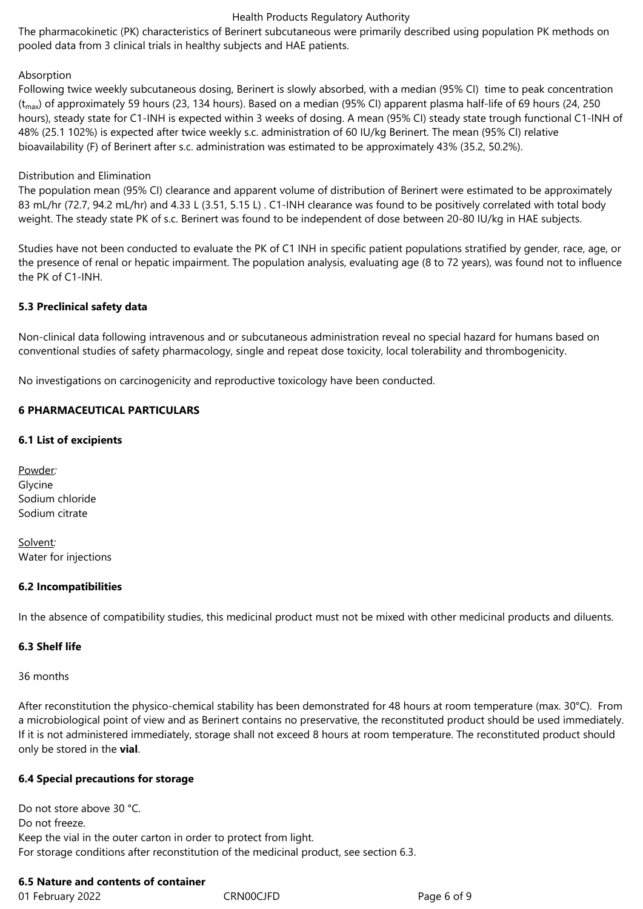The pharmacokinetic (PK) characteristics of Berinert subcutaneous were primarily described using population PK methods on pooled data from 3 clinical trials in healthy subjects and HAE patients.

Absorption

Following twice weekly subcutaneous dosing, Berinert is slowly absorbed, with a median (95% CI) time to peak concentration ($t_{max}$) of approximately 59 hours (23, 134 hours). Based on a median (95% CI) apparent plasma half-life of 69 hours (24, 250 hours), steady state for C1-INH is expected within 3 weeks of dosing. A mean (95% CI) steady state trough functional C1-INH of 48% (25.1 102%) is expected after twice weekly s.c. administration of 60 IU/kg Berinert. The mean (95% CI) relative bioavailability (F) of Berinert after s.c. administration was estimated to be approximately 43% (35.2, 50.2%).

Distribution and Elimination

The population mean (95% CI) clearance and apparent volume of distribution of Berinert were estimated to be approximately 83 mL/hr (72.7, 94.2 mL/hr) and 4.33 L (3.51, 5.15 L) . C1-INH clearance was found to be positively correlated with total body weight. The steady state PK of s.c. Berinert was found to be independent of dose between 20-80 IU/kg in HAE subjects.

Studies have not been conducted to evaluate the PK of C1 INH in specific patient populations stratified by gender, race, age, or the presence of renal or hepatic impairment. The population analysis, evaluating age (8 to 72 years), was found not to influence the PK of C1-INH.

**5.3 Preclinical safety data**

Non-clinical data following intravenous and or subcutaneous administration reveal no special hazard for humans based on conventional studies of safety pharmacology, single and repeat dose toxicity, local tolerability and thrombogenicity.

No investigations on carcinogenicity and reproductive toxicology have been conducted.

**6 PHARMACEUTICAL PARTICULARS**

**6.1 List of excipients**

Powder*:*
Glycine
Sodium chloride
Sodium citrate

Solvent*:*
Water for injections

**6.2 Incompatibilities**

In the absence of compatibility studies, this medicinal product must not be mixed with other medicinal products and diluents.

**6.3 Shelf life**

36 months

After reconstitution the physico-chemical stability has been demonstrated for 48 hours at room temperature (max. 30°C). From a microbiological point of view and as Berinert contains no preservative, the reconstituted product should be used immediately. If it is not administered immediately, storage shall not exceed 8 hours at room temperature. The reconstituted product should only be stored in the **vial**.

**6.4 Special precautions for storage**

Do not store above 30 °C.
Do not freeze.
Keep the vial in the outer carton in order to protect from light.
For storage conditions after reconstitution of the medicinal product, see section 6.3.

**6.5 Nature and contents of container**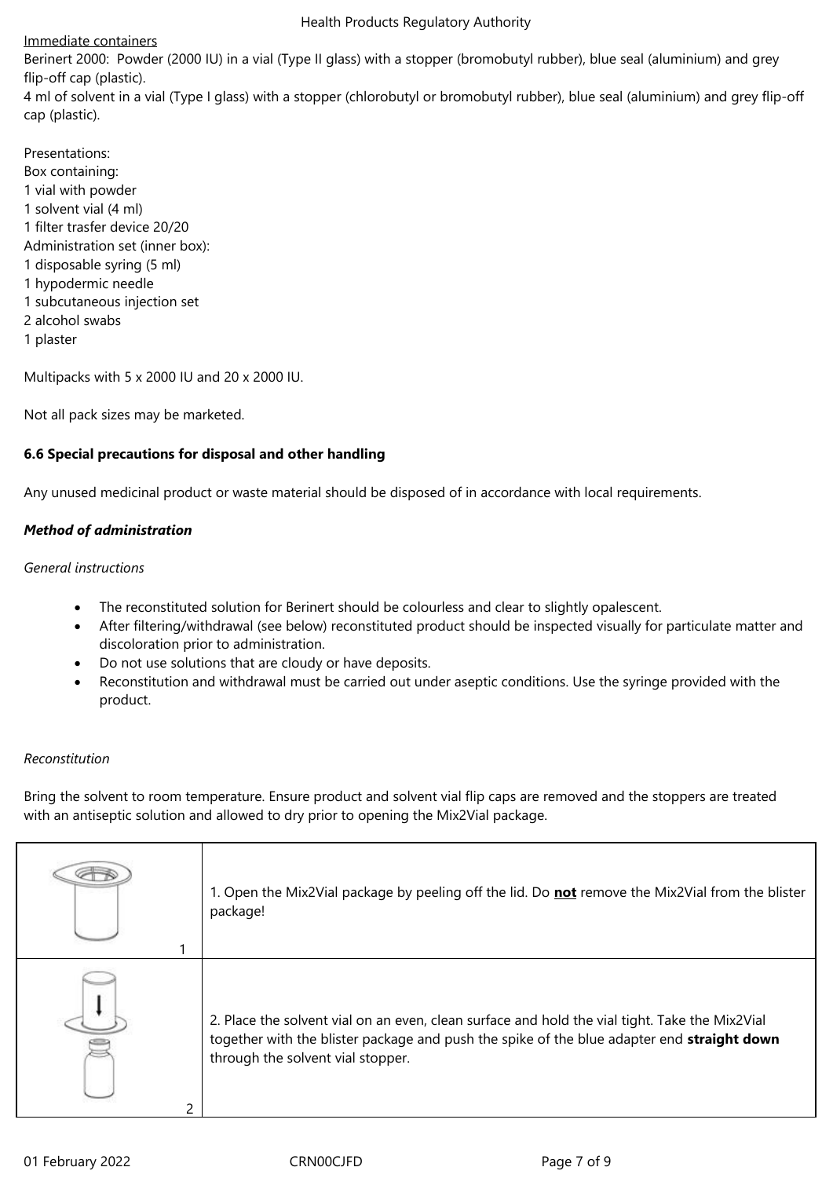Immediate containers

Berinert 2000: Powder (2000 IU) in a vial (Type II glass) with a stopper (bromobutyl rubber), blue seal (aluminium) and grey flip-off cap (plastic).

4 ml of solvent in a vial (Type I glass) with a stopper (chlorobutyl or bromobutyl rubber), blue seal (aluminium) and grey flip-off cap (plastic).

Presentations:

Box containing:

1 vial with powder

1 solvent vial (4 ml)

1 filter trasfer device 20/20

Administration set (inner box):

1 disposable syring (5 ml)

1 hypodermic needle

1 subcutaneous injection set

2 alcohol swabs

1 plaster

Multipacks with 5 x 2000 IU and 20 x 2000 IU.

Not all pack sizes may be marketed.

**6.6 Special precautions for disposal and other handling**

Any unused medicinal product or waste material should be disposed of in accordance with local requirements.

***Method of administration***

*General instructions*

- The reconstituted solution for Berinert should be colourless and clear to slightly opalescent.
- After filtering/withdrawal (see below) reconstituted product should be inspected visually for particulate matter and discoloration prior to administration.
- Do not use solutions that are cloudy or have deposits.
- Reconstitution and withdrawal must be carried out under aseptic conditions. Use the syringe provided with the product.

*Reconstitution*

Bring the solvent to room temperature. Ensure product and solvent vial flip caps are removed and the stoppers are treated with an antiseptic solution and allowed to dry prior to opening the Mix2Vial package.

| | |
|---|---|
| 1 | 1. Open the Mix2Vial package by peeling off the lid. Do **not** remove the Mix2Vial from the blister package! |
| 2 | 2. Place the solvent vial on an even, clean surface and hold the vial tight. Take the Mix2Vial together with the blister package and push the spike of the blue adapter end **straight down** through the solvent vial stopper. |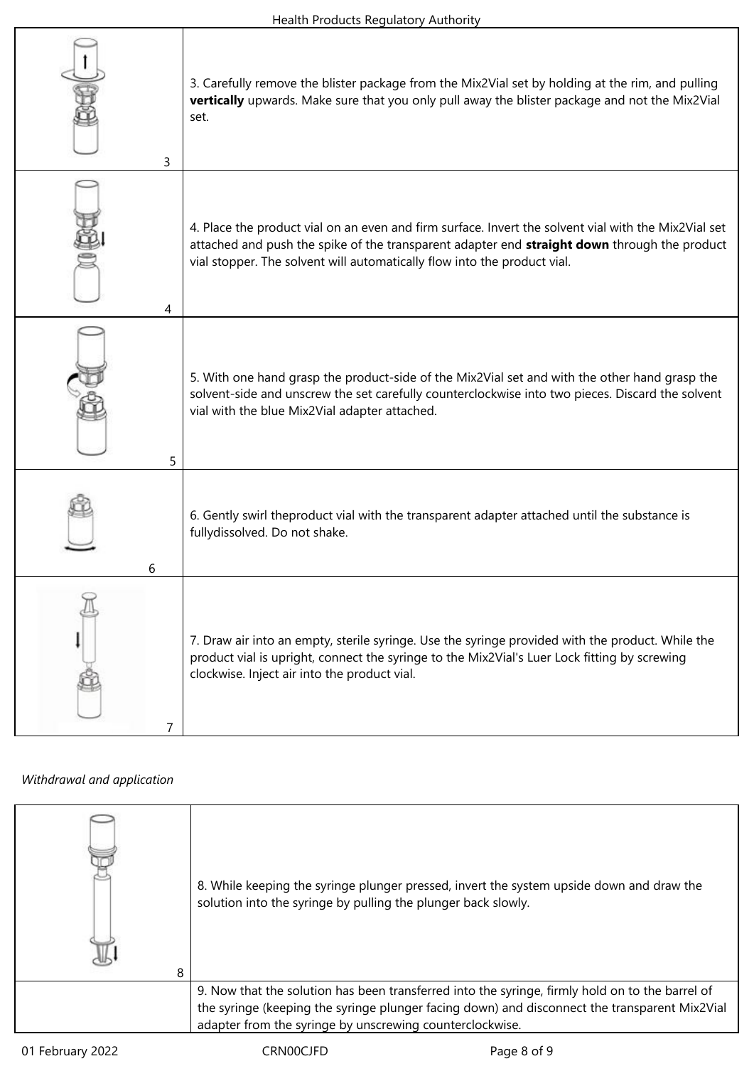| | |
|---|---|
| 3 | 3. Carefully remove the blister package from the Mix2Vial set by holding at the rim, and pulling **vertically** upwards. Make sure that you only pull away the blister package and not the Mix2Vial set. |
| 4 | 4. Place the product vial on an even and firm surface. Invert the solvent vial with the Mix2Vial set attached and push the spike of the transparent adapter end **straight down** through the product vial stopper. The solvent will automatically flow into the product vial. |
| 5 | 5. With one hand grasp the product-side of the Mix2Vial set and with the other hand grasp the solvent-side and unscrew the set carefully counterclockwise into two pieces. Discard the solvent vial with the blue Mix2Vial adapter attached. |
| 6 | 6. Gently swirl theproduct vial with the transparent adapter attached until the substance is fullydissolved. Do not shake. |
| 7 | 7. Draw air into an empty, sterile syringe. Use the syringe provided with the product. While the product vial is upright, connect the syringe to the Mix2Vial's Luer Lock fitting by screwing clockwise. Inject air into the product vial. |

*Withdrawal and application*

| | |
|---|---|
| 8 | 8. While keeping the syringe plunger pressed, invert the system upside down and draw the solution into the syringe by pulling the plunger back slowly. |
| | 9. Now that the solution has been transferred into the syringe, firmly hold on to the barrel of the syringe (keeping the syringe plunger facing down) and disconnect the transparent Mix2Vial adapter from the syringe by unscrewing counterclockwise. |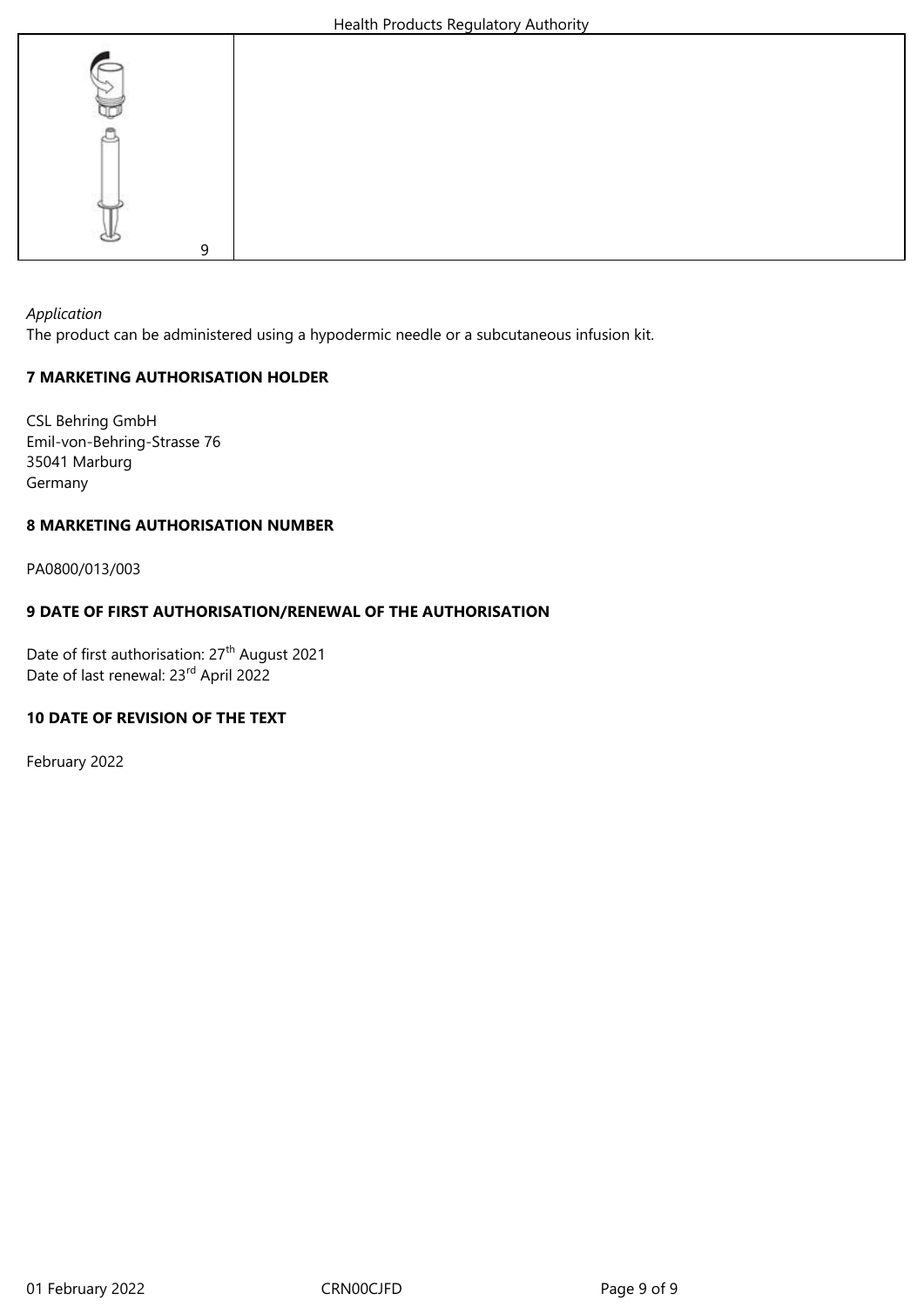| | |
|---|---|
| 9 | |

*Application*

The product can be administered using a hypodermic needle or a subcutaneous infusion kit.

**7 MARKETING AUTHORISATION HOLDER**

CSL Behring GmbH
Emil-von-Behring-Strasse 76
35041 Marburg
Germany

**8 MARKETING AUTHORISATION NUMBER**

PA0800/013/003

**9 DATE OF FIRST AUTHORISATION/RENEWAL OF THE AUTHORISATION**

Date of first authorisation: 27th August 2021
Date of last renewal: 23rd April 2022

**10 DATE OF REVISION OF THE TEXT**

February 2022